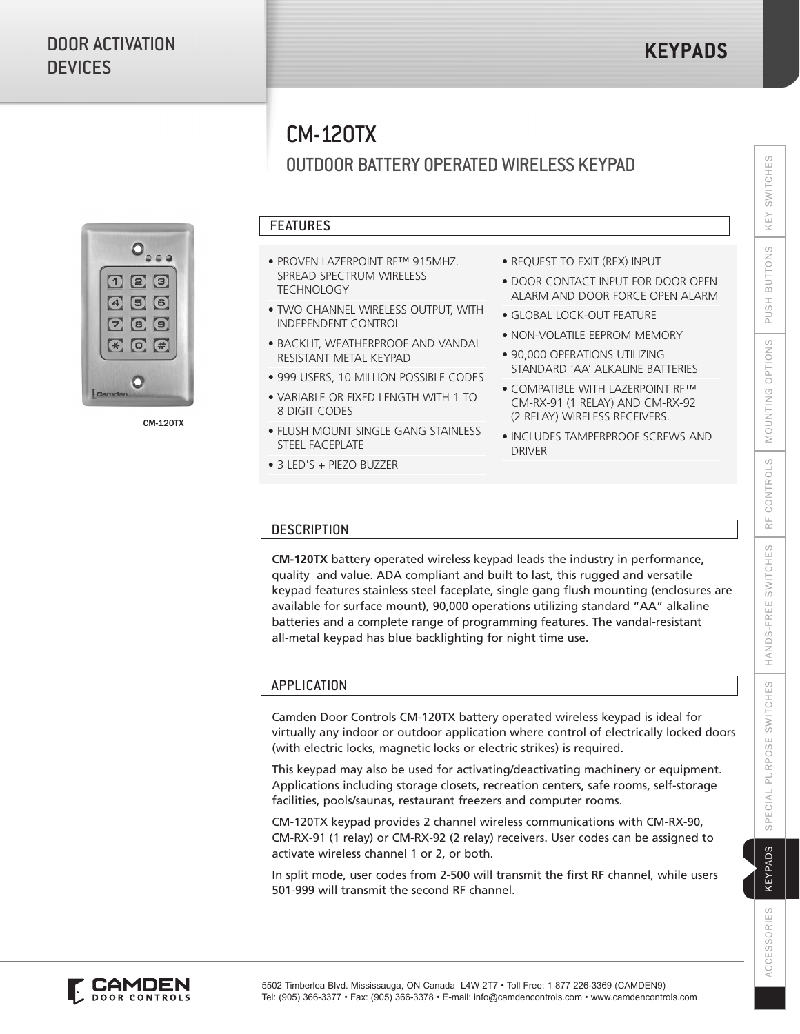DOOR ACTIVATION DEVICES

# KEYPADS

## CM-120TX

### OUTDOOR BATTERY OPERATED WIRELESS KEYPAD

CM-120TX

### FEATURES

- PROVEN LAZERPOINT RF™ 915MHZ. SPREAD SPECTRUM WIRELESS TECHNOLOGY
- TWO CHANNEL WIRELESS OUTPUT, WITH INDEPENDENT CONTROL
- BACKLIT, WEATHERPROOF AND VANDAL RESISTANT METAL KEYPAD
- 999 USERS, 10 MILLION POSSIBLE CODES
- VARIABLE OR FIXED LENGTH WITH 1 TO 8 DIGIT CODES
- FLUSH MOUNT SINGLE GANG STAINLESS STEEL FACEPLATE
- 3 LED'S + PIEZO BUZZER
- REQUEST TO EXIT (REX) INPUT
- DOOR CONTACT INPUT FOR DOOR OPEN ALARM AND DOOR FORCE OPEN ALARM
- GLOBAL LOCK-OUT FEATURE
- NON-VOLATILE EEPROM MEMORY
- 90,000 OPERATIONS UTILIZING STANDARD 'AA' ALKALINE BATTERIES
- COMPATIBLE WITH LAZERPOINT RF™ CM-RX-91 (1 RELAY) AND CM-RX-92 (2 RELAY) WIRELESS RECEIVERS.
- INCLUDES TAMPERPROOF SCREWS AND DRIVER

### DESCRIPTION

**CM-120TX** battery operated wireless keypad leads the industry in performance, quality and value. ADA compliant and built to last, this rugged and versatile keypad features stainless steel faceplate, single gang flush mounting (enclosures are available for surface mount), 90,000 operations utilizing standard "AA" alkaline batteries and a complete range of programming features. The vandal-resistant all-metal keypad has blue backlighting for night time use.

### APPLICATION

Camden Door Controls CM-120TX battery operated wireless keypad is ideal for virtually any indoor or outdoor application where control of electrically locked doors (with electric locks, magnetic locks or electric strikes) is required.

This keypad may also be used for activating/deactivating machinery or equipment. Applications including storage closets, recreation centers, safe rooms, self-storage facilities, pools/saunas, restaurant freezers and computer rooms.

CM-120TX keypad provides 2 channel wireless communications with CM-RX-90, CM-RX-91 (1 relay) or CM-RX-92 (2 relay) receivers. User codes can be assigned to activate wireless channel 1 or 2, or both.

In split mode, user codes from 2-500 will transmit the first RF channel, while users 501-999 will transmit the second RF channel.

CAMDEN DOOR CONTROLS

5502 Timberlea Blvd. Mississauga, ON Canada L4W 2T7 • Toll Free: 1 877 226-3369 (CAMDEN9)
Tel: (905) 366-3377 • Fax: (905) 366-3378 • E-mail: info@camdencontrols.com • www.camdencontrols.com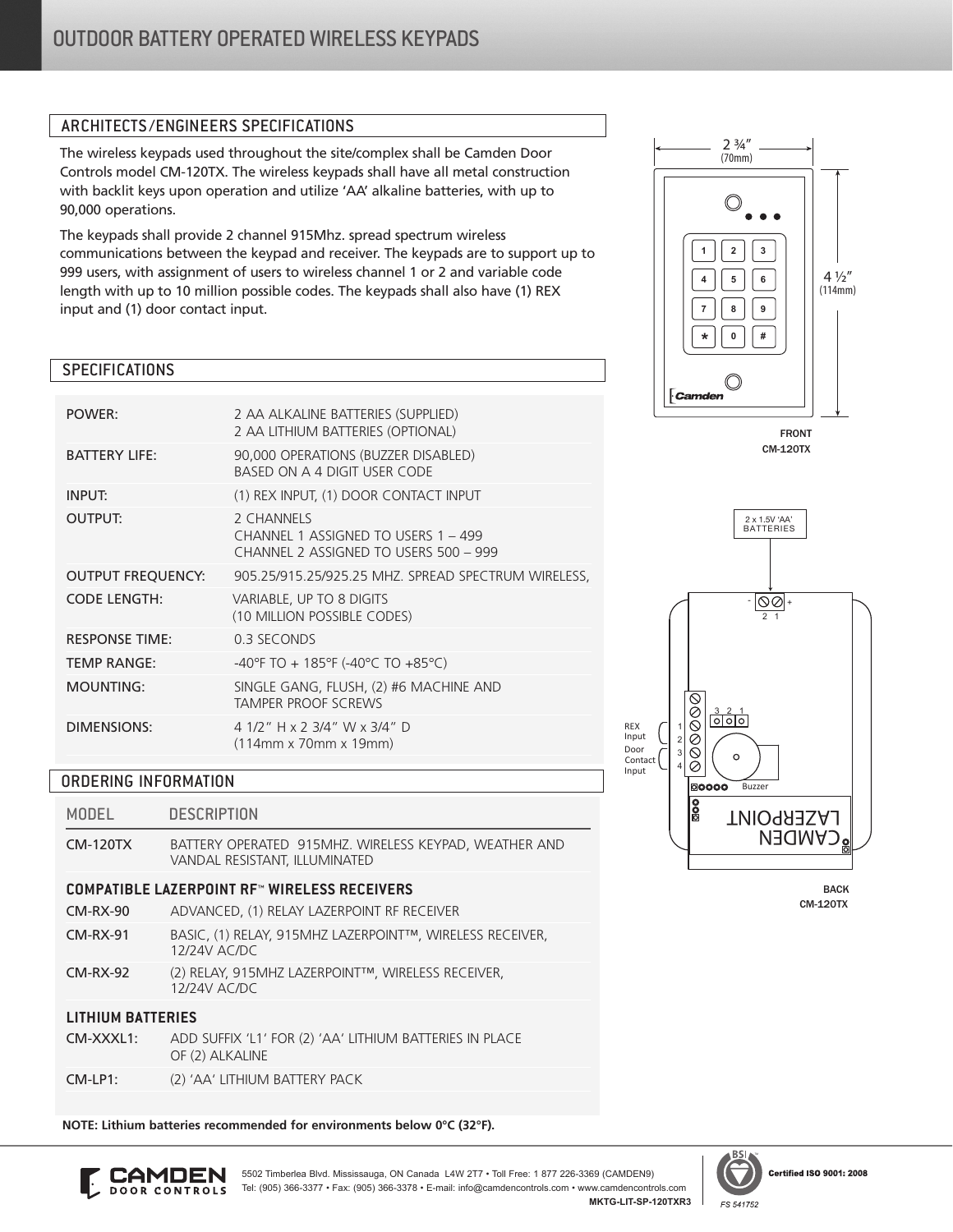# OUTDOOR BATTERY OPERATED WIRELESS KEYPADS

## ARCHITECTS/ENGINEERS SPECIFICATIONS

The wireless keypads used throughout the site/complex shall be Camden Door Controls model CM-120TX. The wireless keypads shall have all metal construction with backlit keys upon operation and utilize 'AA' alkaline batteries, with up to 90,000 operations.

The keypads shall provide 2 channel 915Mhz. spread spectrum wireless communications between the keypad and receiver. The keypads are to support up to 999 users, with assignment of users to wireless channel 1 or 2 and variable code length with up to 10 million possible codes. The keypads shall also have (1) REX input and (1) door contact input.

## SPECIFICATIONS

| | |
|---|---|
| POWER: | 2 AA ALKALINE BATTERIES (SUPPLIED)<br>2 AA LITHIUM BATTERIES (OPTIONAL) |
| BATTERY LIFE: | 90,000 OPERATIONS (BUZZER DISABLED)<br>BASED ON A 4 DIGIT USER CODE |
| INPUT: | (1) REX INPUT, (1) DOOR CONTACT INPUT |
| OUTPUT: | 2 CHANNELS<br>CHANNEL 1 ASSIGNED TO USERS 1 – 499<br>CHANNEL 2 ASSIGNED TO USERS 500 – 999 |
| OUTPUT FREQUENCY: | 905.25/915.25/925.25 MHZ. SPREAD SPECTRUM WIRELESS, |
| CODE LENGTH: | VARIABLE, UP TO 8 DIGITS<br>(10 MILLION POSSIBLE CODES) |
| RESPONSE TIME: | 0.3 SECONDS |
| TEMP RANGE: | -40°F TO + 185°F (-40°C TO +85°C) |
| MOUNTING: | SINGLE GANG, FLUSH, (2) #6 MACHINE AND<br>TAMPER PROOF SCREWS |
| DIMENSIONS: | 4 1/2" H x 2 3/4" W x 3/4" D<br>(114mm x 70mm x 19mm) |

## ORDERING INFORMATION

| MODEL | DESCRIPTION |
|---|---|
| CM-120TX | BATTERY OPERATED 915MHZ. WIRELESS KEYPAD, WEATHER AND VANDAL RESISTANT, ILLUMINATED |
| **COMPATIBLE LAZERPOINT RF™ WIRELESS RECEIVERS** | |
| CM-RX-90 | ADVANCED, (1) RELAY LAZERPOINT RF RECEIVER |
| CM-RX-91 | BASIC, (1) RELAY, 915MHZ LAZERPOINT™, WIRELESS RECEIVER, 12/24V AC/DC |
| CM-RX-92 | (2) RELAY, 915MHZ LAZERPOINT™, WIRELESS RECEIVER, 12/24V AC/DC |
| **LITHIUM BATTERIES** | |
| CM-XXXL1: | ADD SUFFIX 'L1' FOR (2) 'AA' LITHIUM BATTERIES IN PLACE OF (2) ALKALINE |
| CM-LP1: | (2) 'AA' LITHIUM BATTERY PACK |

**NOTE: Lithium batteries recommended for environments below 0°C (32°F).**

2 ¾" (70mm)

4 ½" (114mm)

FRONT
CM-120TX

2 x 1.5V 'AA' BATTERIES

REX Input

Door Contact Input

Buzzer

CAMDEN LAZERPOINT

BACK
CM-120TX

5502 Timberlea Blvd. Mississauga, ON Canada L4W 2T7 • Toll Free: 1 877 226-3369 (CAMDEN9)
Tel: (905) 366-3377 • Fax: (905) 366-3378 • E-mail: info@camdencontrols.com • www.camdencontrols.com

MKTG-LIT-SP-120TXR3

Certified ISO 9001: 2008

FS 541752